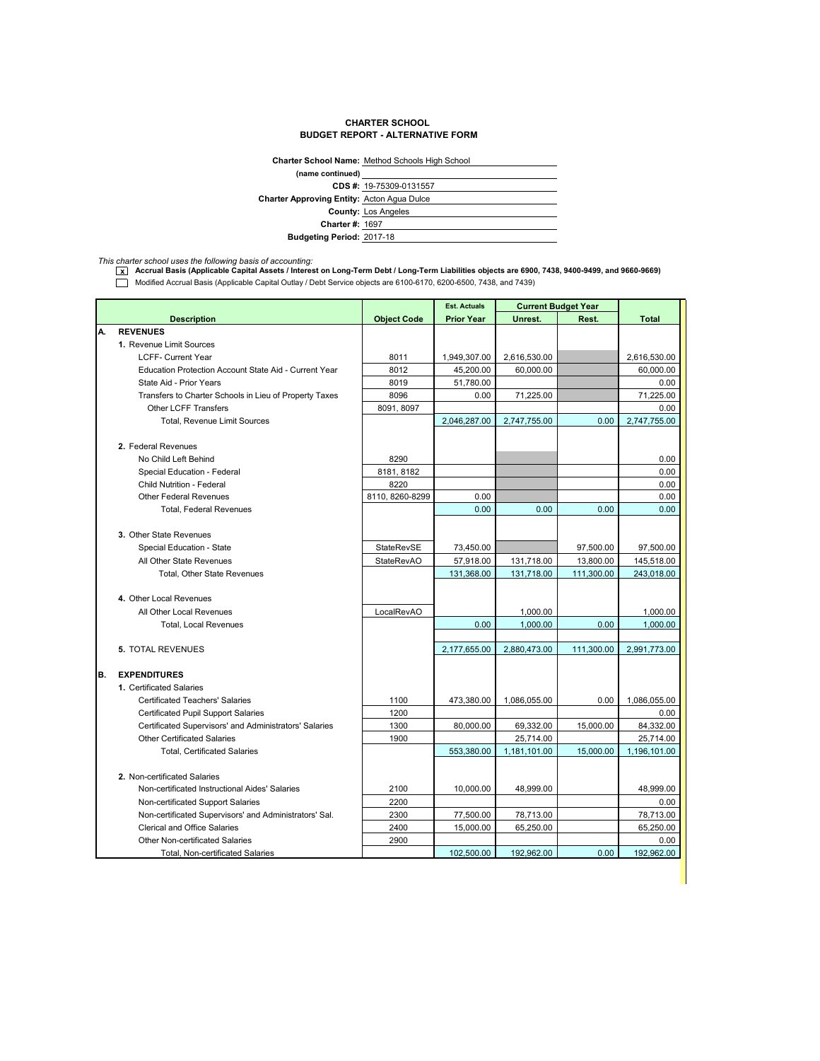# CHARTER SCHOOL
## BUDGET REPORT - ALTERNATIVE FORM

**Charter School Name:** Method Schools High School
**(name continued)**
**CDS #:** 19-75309-0131557
**Charter Approving Entity:** Acton Agua Dulce
**County:** Los Angeles
**Charter #:** 1697
**Budgeting Period:** 2017-18

*This charter school uses the following basis of accounting:*

[x] **Accrual Basis (Applicable Capital Assets / Interest on Long-Term Debt / Long-Term Liabilities objects are 6900, 7438, 9400-9499, and 9660-9669)**

[ ] Modified Accrual Basis (Applicable Capital Outlay / Debt Service objects are 6100-6170, 6200-6500, 7438, and 7439)

| | Description | Object Code | Est. Actuals | Current Budget Year | | Total |
|---|---|---|---|---|---|---|
| | | | Prior Year | Unrest. | Rest. | |
| A. | **REVENUES** | | | | | |
| | 1. Revenue Limit Sources | | | | | |
| | LCFF- Current Year | 8011 | 1,949,307.00 | 2,616,530.00 | | 2,616,530.00 |
| | Education Protection Account State Aid - Current Year | 8012 | 45,200.00 | 60,000.00 | | 60,000.00 |
| | State Aid - Prior Years | 8019 | 51,780.00 | | | 0.00 |
| | Transfers to Charter Schools in Lieu of Property Taxes | 8096 | 0.00 | 71,225.00 | | 71,225.00 |
| | Other LCFF Transfers | 8091, 8097 | | | | 0.00 |
| | Total, Revenue Limit Sources | | 2,046,287.00 | 2,747,755.00 | 0.00 | 2,747,755.00 |
| | 2. Federal Revenues | | | | | |
| | No Child Left Behind | 8290 | | | | 0.00 |
| | Special Education - Federal | 8181, 8182 | | | | 0.00 |
| | Child Nutrition - Federal | 8220 | | | | 0.00 |
| | Other Federal Revenues | 8110, 8260-8299 | 0.00 | | | 0.00 |
| | Total, Federal Revenues | | 0.00 | 0.00 | 0.00 | 0.00 |
| | 3. Other State Revenues | | | | | |
| | Special Education - State | StateRevSE | 73,450.00 | | 97,500.00 | 97,500.00 |
| | All Other State Revenues | StateRevAO | 57,918.00 | 131,718.00 | 13,800.00 | 145,518.00 |
| | Total, Other State Revenues | | 131,368.00 | 131,718.00 | 111,300.00 | 243,018.00 |
| | 4. Other Local Revenues | | | | | |
| | All Other Local Revenues | LocalRevAO | | 1,000.00 | | 1,000.00 |
| | Total, Local Revenues | | 0.00 | 1,000.00 | 0.00 | 1,000.00 |
| | 5. TOTAL REVENUES | | 2,177,655.00 | 2,880,473.00 | 111,300.00 | 2,991,773.00 |
| B. | **EXPENDITURES** | | | | | |
| | 1. Certificated Salaries | | | | | |
| | Certificated Teachers' Salaries | 1100 | 473,380.00 | 1,086,055.00 | 0.00 | 1,086,055.00 |
| | Certificated Pupil Support Salaries | 1200 | | | | 0.00 |
| | Certificated Supervisors' and Administrators' Salaries | 1300 | 80,000.00 | 69,332.00 | 15,000.00 | 84,332.00 |
| | Other Certificated Salaries | 1900 | | 25,714.00 | | 25,714.00 |
| | Total, Certificated Salaries | | 553,380.00 | 1,181,101.00 | 15,000.00 | 1,196,101.00 |
| | 2. Non-certificated Salaries | | | | | |
| | Non-certificated Instructional Aides' Salaries | 2100 | 10,000.00 | 48,999.00 | | 48,999.00 |
| | Non-certificated Support Salaries | 2200 | | | | 0.00 |
| | Non-certificated Supervisors' and Administrators' Sal. | 2300 | 77,500.00 | 78,713.00 | | 78,713.00 |
| | Clerical and Office Salaries | 2400 | 15,000.00 | 65,250.00 | | 65,250.00 |
| | Other Non-certificated Salaries | 2900 | | | | 0.00 |
| | Total, Non-certificated Salaries | | 102,500.00 | 192,962.00 | 0.00 | 192,962.00 |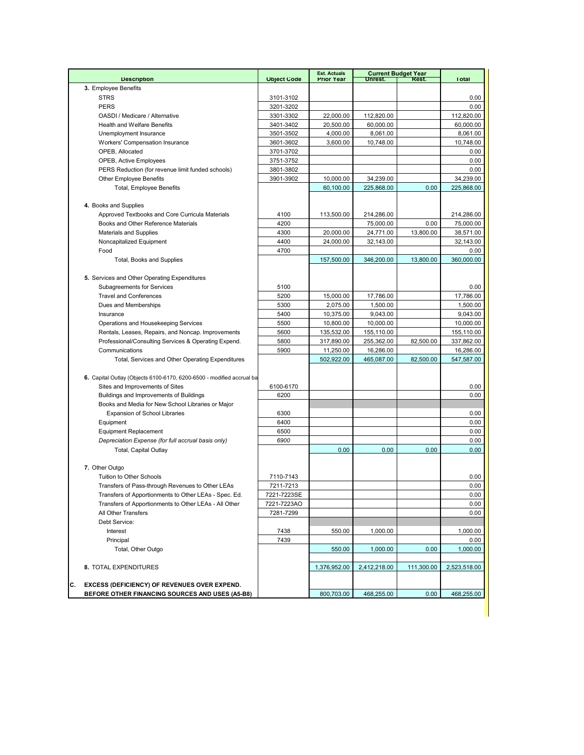| Description | Object Code | Est. Actuals Prior Year | Current Budget Year Unrest. | Current Budget Year Rest. | Total |
|---|---|---|---|---|---|
| **3.** Employee Benefits | | | | | |
| STRS | 3101-3102 | | | | 0.00 |
| PERS | 3201-3202 | | | | 0.00 |
| OASDI / Medicare / Alternative | 3301-3302 | 22,000.00 | 112,820.00 | | 112,820.00 |
| Health and Welfare Benefits | 3401-3402 | 20,500.00 | 60,000.00 | | 60,000.00 |
| Unemployment Insurance | 3501-3502 | 4,000.00 | 8,061.00 | | 8,061.00 |
| Workers' Compensation Insurance | 3601-3602 | 3,600.00 | 10,748.00 | | 10,748.00 |
| OPEB, Allocated | 3701-3702 | | | | 0.00 |
| OPEB, Active Employees | 3751-3752 | | | | 0.00 |
| PERS Reduction (for revenue limit funded schools) | 3801-3802 | | | | 0.00 |
| Other Employee Benefits | 3901-3902 | 10,000.00 | 34,239.00 | | 34,239.00 |
| Total, Employee Benefits | | 60,100.00 | 225,868.00 | 0.00 | 225,868.00 |
| **4.** Books and Supplies | | | | | |
| Approved Textbooks and Core Curricula Materials | 4100 | 113,500.00 | 214,286.00 | | 214,286.00 |
| Books and Other Reference Materials | 4200 | | 75,000.00 | 0.00 | 75,000.00 |
| Materials and Supplies | 4300 | 20,000.00 | 24,771.00 | 13,800.00 | 38,571.00 |
| Noncapitalized Equipment | 4400 | 24,000.00 | 32,143.00 | | 32,143.00 |
| Food | 4700 | | | | 0.00 |
| Total, Books and Supplies | | 157,500.00 | 346,200.00 | 13,800.00 | 360,000.00 |
| **5.** Services and Other Operating Expenditures | | | | | |
| Subagreements for Services | 5100 | | | | 0.00 |
| Travel and Conferences | 5200 | 15,000.00 | 17,786.00 | | 17,786.00 |
| Dues and Memberships | 5300 | 2,075.00 | 1,500.00 | | 1,500.00 |
| Insurance | 5400 | 10,375.00 | 9,043.00 | | 9,043.00 |
| Operations and Housekeeping Services | 5500 | 10,800.00 | 10,000.00 | | 10,000.00 |
| Rentals, Leases, Repairs, and Noncap. Improvements | 5600 | 135,532.00 | 155,110.00 | | 155,110.00 |
| Professional/Consulting Services & Operating Expend. | 5800 | 317,890.00 | 255,362.00 | 82,500.00 | 337,862.00 |
| Communications | 5900 | 11,250.00 | 16,286.00 | | 16,286.00 |
| Total, Services and Other Operating Expenditures | | 502,922.00 | 465,087.00 | 82,500.00 | 547,587.00 |
| **6.** Capital Outlay (Objects 6100-6170, 6200-6500 - modified accrual ba | | | | | |
| Sites and Improvements of Sites | 6100-6170 | | | | 0.00 |
| Buildings and Improvements of Buildings | 6200 | | | | 0.00 |
| Books and Media for New School Libraries or Major | | | | | |
| Expansion of School Libraries | 6300 | | | | 0.00 |
| Equipment | 6400 | | | | 0.00 |
| Equipment Replacement | 6500 | | | | 0.00 |
| *Depreciation Expense (for full accrual basis only)* | *6900* | | | | 0.00 |
| Total, Capital Outlay | | 0.00 | 0.00 | 0.00 | 0.00 |
| **7.** Other Outgo | | | | | |
| Tuition to Other Schools | 7110-7143 | | | | 0.00 |
| Transfers of Pass-through Revenues to Other LEAs | 7211-7213 | | | | 0.00 |
| Transfers of Apportionments to Other LEAs - Spec. Ed. | 7221-7223SE | | | | 0.00 |
| Transfers of Apportionments to Other LEAs - All Other | 7221-7223AO | | | | 0.00 |
| All Other Transfers | 7281-7299 | | | | 0.00 |
| Debt Service: | | | | | |
| Interest | 7438 | 550.00 | 1,000.00 | | 1,000.00 |
| Principal | 7439 | | | | 0.00 |
| Total, Other Outgo | | 550.00 | 1,000.00 | 0.00 | 1,000.00 |
| **8.** TOTAL EXPENDITURES | | 1,376,952.00 | 2,412,218.00 | 111,300.00 | 2,523,518.00 |
| **C. EXCESS (DEFICIENCY) OF REVENUES OVER EXPEND. BEFORE OTHER FINANCING SOURCES AND USES (A5-B8)** | | 800,703.00 | 468,255.00 | 0.00 | 468,255.00 |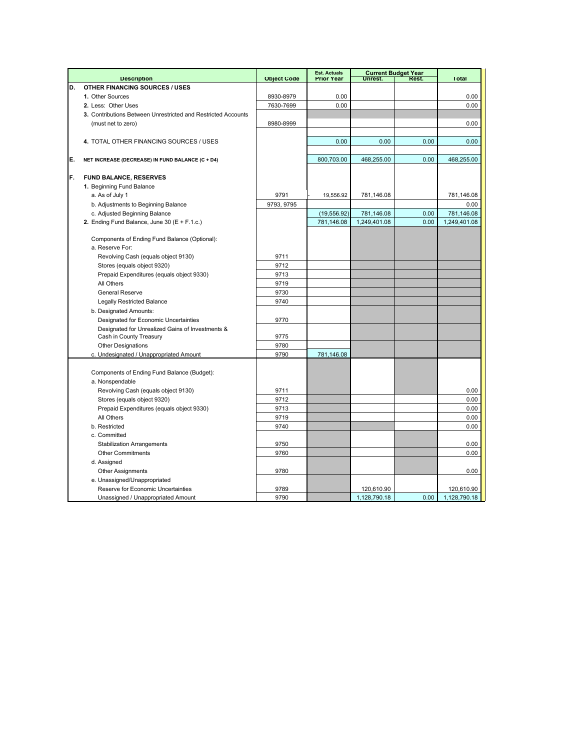|  | Description | Object Code | Est. Actuals Prior Year | Current Budget Year Unrest. | Rest. | Total |
|---|---|---|---|---|---|---|
| D. | **OTHER FINANCING SOURCES / USES** |  |  |  |  |  |
|  | **1.** Other Sources | 8930-8979 | 0.00 |  |  | 0.00 |
|  | **2.** Less: Other Uses | 7630-7699 | 0.00 |  |  | 0.00 |
|  | **3.** Contributions Between Unrestricted and Restricted Accounts |  |  |  |  |  |
|  | (must net to zero) | 8980-8999 |  |  |  | 0.00 |
|  | **4.** TOTAL OTHER FINANCING SOURCES / USES |  | 0.00 | 0.00 | 0.00 | 0.00 |
| E. | **NET INCREASE (DECREASE) IN FUND BALANCE (C + D4)** |  | 800,703.00 | 468,255.00 | 0.00 | 468,255.00 |
| F. | **FUND BALANCE, RESERVES** |  |  |  |  |  |
|  | **1.** Beginning Fund Balance |  |  |  |  |  |
|  | a. As of July 1 | 9791 | - 19,556.92 | 781,146.08 |  | 781,146.08 |
|  | b. Adjustments to Beginning Balance | 9793, 9795 |  |  |  | 0.00 |
|  | c. Adjusted Beginning Balance |  | (19,556.92) | 781,146.08 | 0.00 | 781,146.08 |
|  | **2.** Ending Fund Balance, June 30 (E + F.1.c.) |  | 781,146.08 | 1,249,401.08 | 0.00 | 1,249,401.08 |
|  | Components of Ending Fund Balance (Optional): |  |  |  |  |  |
|  | a. Reserve For: |  |  |  |  |  |
|  | Revolving Cash (equals object 9130) | 9711 |  |  |  |  |
|  | Stores (equals object 9320) | 9712 |  |  |  |  |
|  | Prepaid Expenditures (equals object 9330) | 9713 |  |  |  |  |
|  | All Others | 9719 |  |  |  |  |
|  | General Reserve | 9730 |  |  |  |  |
|  | Legally Restricted Balance | 9740 |  |  |  |  |
|  | b. Designated Amounts: |  |  |  |  |  |
|  | Designated for Economic Uncertainties | 9770 |  |  |  |  |
|  | Designated for Unrealized Gains of Investments & Cash in County Treasury | 9775 |  |  |  |  |
|  | Other Designations | 9780 |  |  |  |  |
|  | c. Undesignated / Unappropriated Amount | 9790 | 781,146.08 |  |  |  |
|  | Components of Ending Fund Balance (Budget): |  |  |  |  |  |
|  | a. Nonspendable |  |  |  |  |  |
|  | Revolving Cash (equals object 9130) | 9711 |  |  |  | 0.00 |
|  | Stores (equals object 9320) | 9712 |  |  |  | 0.00 |
|  | Prepaid Expenditures (equals object 9330) | 9713 |  |  |  | 0.00 |
|  | All Others | 9719 |  |  |  | 0.00 |
|  | b. Restricted | 9740 |  |  |  | 0.00 |
|  | c. Committed |  |  |  |  |  |
|  | Stabilization Arrangements | 9750 |  |  |  | 0.00 |
|  | Other Commitments | 9760 |  |  |  | 0.00 |
|  | d. Assigned |  |  |  |  |  |
|  | Other Assignments | 9780 |  |  |  | 0.00 |
|  | e. Unassigned/Unappropriated |  |  |  |  |  |
|  | Reserve for Economic Uncertainties | 9789 |  | 120,610.90 |  | 120,610.90 |
|  | Unassigned / Unappropriated Amount | 9790 |  | 1,128,790.18 | 0.00 | 1,128,790.18 |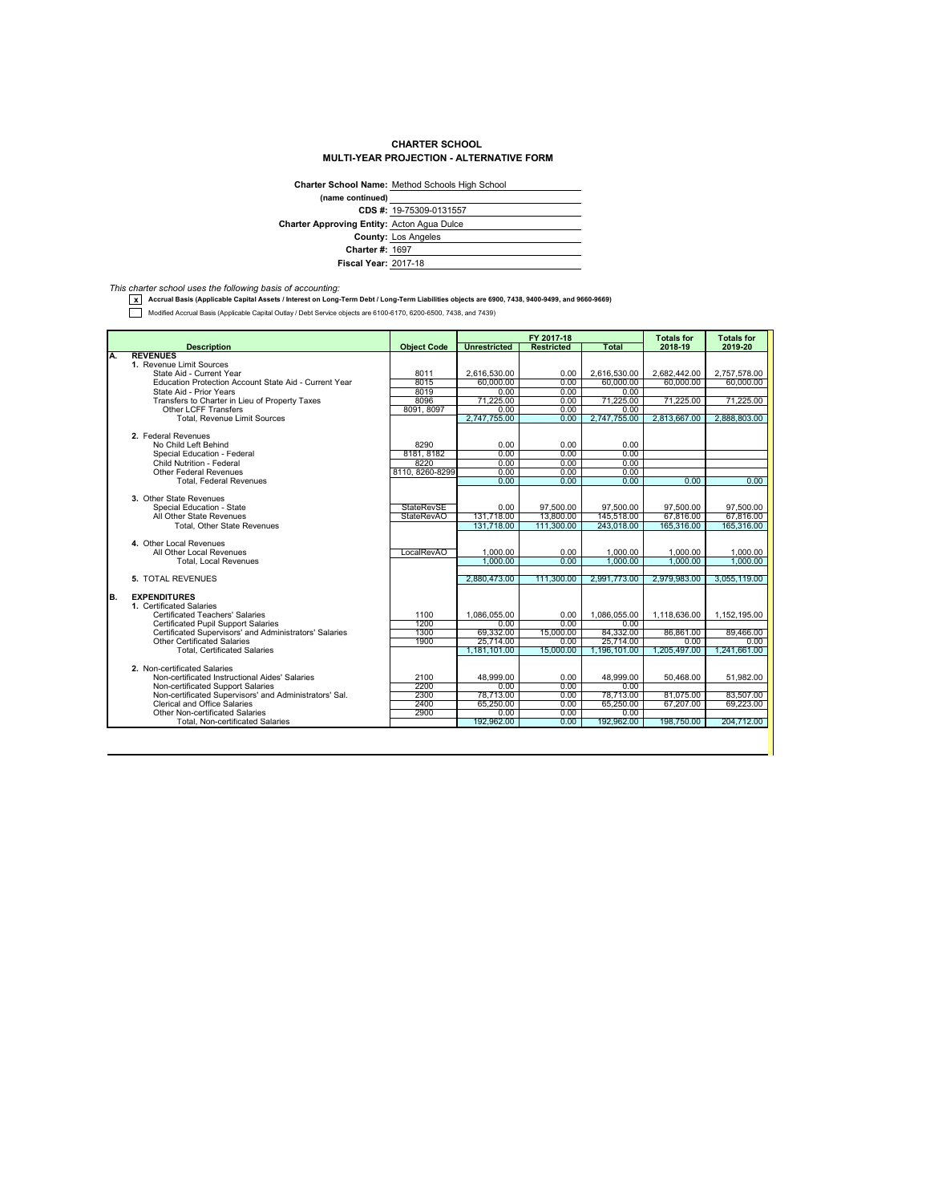# CHARTER SCHOOL
## MULTI-YEAR PROJECTION - ALTERNATIVE FORM

**Charter School Name:** Method Schools High School
**(name continued)**
**CDS #:** 19-75309-0131557
**Charter Approving Entity:** Acton Agua Dulce
**County:** Los Angeles
**Charter #:** 1697
**Fiscal Year:** 2017-18

*This charter school uses the following basis of accounting:*

- [x] **Accrual Basis (Applicable Capital Assets / Interest on Long-Term Debt / Long-Term Liabilities objects are 6900, 7438, 9400-9499, and 9660-9669)**
- [ ] Modified Accrual Basis (Applicable Capital Outlay / Debt Service objects are 6100-6170, 6200-6500, 7438, and 7439)

| | Description | Object Code | FY 2017-18 | | | Totals for | Totals for |
|---|---|---|---|---|---|---|---|
| | | | Unrestricted | Restricted | Total | 2018-19 | 2019-20 |
| A. | **REVENUES** | | | | | | |
| | **1.** Revenue Limit Sources | | | | | | |
| | State Aid - Current Year | 8011 | 2,616,530.00 | 0.00 | 2,616,530.00 | 2,682,442.00 | 2,757,578.00 |
| | Education Protection Account State Aid - Current Year | 8015 | 60,000.00 | 0.00 | 60,000.00 | 60,000.00 | 60,000.00 |
| | State Aid - Prior Years | 8019 | 0.00 | 0.00 | 0.00 | | |
| | Transfers to Charter in Lieu of Property Taxes | 8096 | 71,225.00 | 0.00 | 71,225.00 | 71,225.00 | 71,225.00 |
| | Other LCFF Transfers | 8091, 8097 | 0.00 | 0.00 | 0.00 | | |
| | Total, Revenue Limit Sources | | 2,747,755.00 | 0.00 | 2,747,755.00 | 2,813,667.00 | 2,888,803.00 |
| | **2.** Federal Revenues | | | | | | |
| | No Child Left Behind | 8290 | 0.00 | 0.00 | 0.00 | | |
| | Special Education - Federal | 8181, 8182 | 0.00 | 0.00 | 0.00 | | |
| | Child Nutrition - Federal | 8220 | 0.00 | 0.00 | 0.00 | | |
| | Other Federal Revenues | 8110, 8260-8299 | 0.00 | 0.00 | 0.00 | | |
| | Total, Federal Revenues | | 0.00 | 0.00 | 0.00 | 0.00 | 0.00 |
| | **3.** Other State Revenues | | | | | | |
| | Special Education - State | StateRevSE | 0.00 | 97,500.00 | 97,500.00 | 97,500.00 | 97,500.00 |
| | All Other State Revenues | StateRevAO | 131,718.00 | 13,800.00 | 145,518.00 | 67,816.00 | 67,816.00 |
| | Total, Other State Revenues | | 131,718.00 | 111,300.00 | 243,018.00 | 165,316.00 | 165,316.00 |
| | **4.** Other Local Revenues | | | | | | |
| | All Other Local Revenues | LocalRevAO | 1,000.00 | 0.00 | 1,000.00 | 1,000.00 | 1,000.00 |
| | Total, Local Revenues | | 1,000.00 | 0.00 | 1,000.00 | 1,000.00 | 1,000.00 |
| | **5.** TOTAL REVENUES | | 2,880,473.00 | 111,300.00 | 2,991,773.00 | 2,979,983.00 | 3,055,119.00 |
| B. | **EXPENDITURES** | | | | | | |
| | **1.** Certificated Salaries | | | | | | |
| | Certificated Teachers' Salaries | 1100 | 1,086,055.00 | 0.00 | 1,086,055.00 | 1,118,636.00 | 1,152,195.00 |
| | Certificated Pupil Support Salaries | 1200 | 0.00 | 0.00 | 0.00 | | |
| | Certificated Supervisors' and Administrators' Salaries | 1300 | 69,332.00 | 15,000.00 | 84,332.00 | 86,861.00 | 89,466.00 |
| | Other Certificated Salaries | 1900 | 25,714.00 | 0.00 | 25,714.00 | 0.00 | 0.00 |
| | Total, Certificated Salaries | | 1,181,101.00 | 15,000.00 | 1,196,101.00 | 1,205,497.00 | 1,241,661.00 |
| | **2.** Non-certificated Salaries | | | | | | |
| | Non-certificated Instructional Aides' Salaries | 2100 | 48,999.00 | 0.00 | 48,999.00 | 50,468.00 | 51,982.00 |
| | Non-certificated Support Salaries | 2200 | 0.00 | 0.00 | 0.00 | | |
| | Non-certificated Supervisors' and Administrators' Sal. | 2300 | 78,713.00 | 0.00 | 78,713.00 | 81,075.00 | 83,507.00 |
| | Clerical and Office Salaries | 2400 | 65,250.00 | 0.00 | 65,250.00 | 67,207.00 | 69,223.00 |
| | Other Non-certificated Salaries | 2900 | 0.00 | 0.00 | 0.00 | | |
| | Total, Non-certificated Salaries | | 192,962.00 | 0.00 | 192,962.00 | 198,750.00 | 204,712.00 |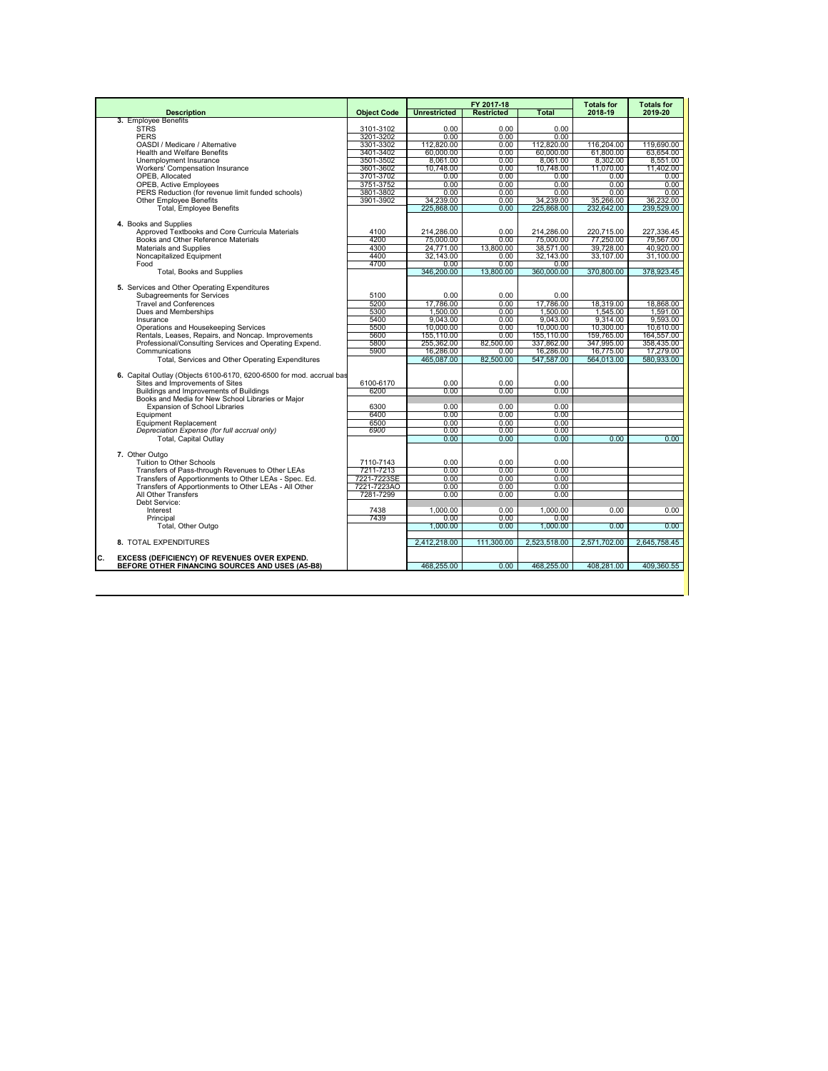| Description | Object Code | FY 2017-18 Unrestricted | FY 2017-18 Restricted | FY 2017-18 Total | Totals for 2018-19 | Totals for 2019-20 |
|---|---|---|---|---|---|---|
| **3.** Employee Benefits | | | | | | |
| STRS | 3101-3102 | 0.00 | 0.00 | 0.00 | | |
| PERS | 3201-3202 | 0.00 | 0.00 | 0.00 | | |
| OASDI / Medicare / Alternative | 3301-3302 | 112,820.00 | 0.00 | 112,820.00 | 116,204.00 | 119,690.00 |
| Health and Welfare Benefits | 3401-3402 | 60,000.00 | 0.00 | 60,000.00 | 61,800.00 | 63,654.00 |
| Unemployment Insurance | 3501-3502 | 8,061.00 | 0.00 | 8,061.00 | 8,302.00 | 8,551.00 |
| Workers' Compensation Insurance | 3601-3602 | 10,748.00 | 0.00 | 10,748.00 | 11,070.00 | 11,402.00 |
| OPEB, Allocated | 3701-3702 | 0.00 | 0.00 | 0.00 | 0.00 | 0.00 |
| OPEB, Active Employees | 3751-3752 | 0.00 | 0.00 | 0.00 | 0.00 | 0.00 |
| PERS Reduction (for revenue limit funded schools) | 3801-3802 | 0.00 | 0.00 | 0.00 | 0.00 | 0.00 |
| Other Employee Benefits | 3901-3902 | 34,239.00 | 0.00 | 34,239.00 | 35,266.00 | 36,232.00 |
| Total, Employee Benefits | | 225,868.00 | 0.00 | 225,868.00 | 232,642.00 | 239,529.00 |
| **4.** Books and Supplies | | | | | | |
| Approved Textbooks and Core Curricula Materials | 4100 | 214,286.00 | 0.00 | 214,286.00 | 220,715.00 | 227,336.45 |
| Books and Other Reference Materials | 4200 | 75,000.00 | 0.00 | 75,000.00 | 77,250.00 | 79,567.00 |
| Materials and Supplies | 4300 | 24,771.00 | 13,800.00 | 38,571.00 | 39,728.00 | 40,920.00 |
| Noncapitalized Equipment | 4400 | 32,143.00 | 0.00 | 32,143.00 | 33,107.00 | 31,100.00 |
| Food | 4700 | 0.00 | 0.00 | 0.00 | | |
| Total, Books and Supplies | | 346,200.00 | 13,800.00 | 360,000.00 | 370,800.00 | 378,923.45 |
| **5.** Services and Other Operating Expenditures | | | | | | |
| Subagreements for Services | 5100 | 0.00 | 0.00 | 0.00 | | |
| Travel and Conferences | 5200 | 17,786.00 | 0.00 | 17,786.00 | 18,319.00 | 18,868.00 |
| Dues and Memberships | 5300 | 1,500.00 | 0.00 | 1,500.00 | 1,545.00 | 1,591.00 |
| Insurance | 5400 | 9,043.00 | 0.00 | 9,043.00 | 9,314.00 | 9,593.00 |
| Operations and Housekeeping Services | 5500 | 10,000.00 | 0.00 | 10,000.00 | 10,300.00 | 10,610.00 |
| Rentals, Leases, Repairs, and Noncap. Improvements | 5600 | 155,110.00 | 0.00 | 155,110.00 | 159,765.00 | 164,557.00 |
| Professional/Consulting Services and Operating Expend. | 5800 | 255,362.00 | 82,500.00 | 337,862.00 | 347,995.00 | 358,435.00 |
| Communications | 5900 | 16,286.00 | 0.00 | 16,286.00 | 16,775.00 | 17,279.00 |
| Total, Services and Other Operating Expenditures | | 465,087.00 | 82,500.00 | 547,587.00 | 564,013.00 | 580,933.00 |
| **6.** Capital Outlay (Objects 6100-6170, 6200-6500 for mod. accrual bas | | | | | | |
| Sites and Improvements of Sites | 6100-6170 | 0.00 | 0.00 | 0.00 | | |
| Buildings and Improvements of Buildings | 6200 | 0.00 | 0.00 | 0.00 | | |
| Books and Media for New School Libraries or Major Expansion of School Libraries | 6300 | 0.00 | 0.00 | 0.00 | | |
| Equipment | 6400 | 0.00 | 0.00 | 0.00 | | |
| Equipment Replacement | 6500 | 0.00 | 0.00 | 0.00 | | |
| *Depreciation Expense (for full accrual only)* | *6900* | 0.00 | 0.00 | 0.00 | | |
| Total, Capital Outlay | | 0.00 | 0.00 | 0.00 | 0.00 | 0.00 |
| **7.** Other Outgo | | | | | | |
| Tuition to Other Schools | 7110-7143 | 0.00 | 0.00 | 0.00 | | |
| Transfers of Pass-through Revenues to Other LEAs | 7211-7213 | 0.00 | 0.00 | 0.00 | | |
| Transfers of Apportionments to Other LEAs - Spec. Ed. | 7221-7223SE | 0.00 | 0.00 | 0.00 | | |
| Transfers of Apportionments to Other LEAs - All Other | 7221-7223AO | 0.00 | 0.00 | 0.00 | | |
| All Other Transfers | 7281-7299 | 0.00 | 0.00 | 0.00 | | |
| Debt Service: | | | | | | |
| Interest | 7438 | 1,000.00 | 0.00 | 1,000.00 | 0.00 | 0.00 |
| Principal | 7439 | 0.00 | 0.00 | 0.00 | | |
| Total, Other Outgo | | 1,000.00 | 0.00 | 1,000.00 | 0.00 | 0.00 |
| **8.** TOTAL EXPENDITURES | | 2,412,218.00 | 111,300.00 | 2,523,518.00 | 2,571,702.00 | 2,645,758.45 |
| **C. EXCESS (DEFICIENCY) OF REVENUES OVER EXPEND. BEFORE OTHER FINANCING SOURCES AND USES (A5-B8)** | | 468,255.00 | 0.00 | 468,255.00 | 408,281.00 | 409,360.55 |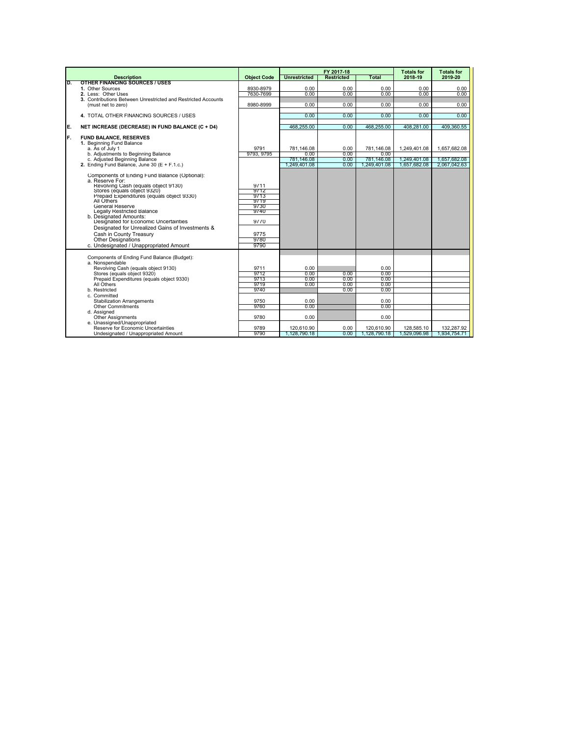| | Description | Object Code | FY 2017-18 Unrestricted | FY 2017-18 Restricted | FY 2017-18 Total | Totals for 2018-19 | Totals for 2019-20 |
|---|---|---|---|---|---|---|---|
| D. | OTHER FINANCING SOURCES / USES | | | | | | |
| | 1. Other Sources | 8930-8979 | 0.00 | 0.00 | 0.00 | 0.00 | 0.00 |
| | 2. Less: Other Uses | 7630-7699 | 0.00 | 0.00 | 0.00 | 0.00 | 0.00 |
| | 3. Contributions Between Unrestricted and Restricted Accounts (must net to zero) | 8980-8999 | 0.00 | 0.00 | 0.00 | 0.00 | 0.00 |
| | 4. TOTAL OTHER FINANCING SOURCES / USES | | 0.00 | 0.00 | 0.00 | 0.00 | 0.00 |
| E. | NET INCREASE (DECREASE) IN FUND BALANCE (C + D4) | | 468,255.00 | 0.00 | 468,255.00 | 408,281.00 | 409,360.55 |
| F. | FUND BALANCE, RESERVES | | | | | | |
| | 1. Beginning Fund Balance | | | | | | |
| | a. As of July 1 | 9791 | 781,146.08 | 0.00 | 781,146.08 | 1,249,401.08 | 1,657,682.08 |
| | b. Adjustments to Beginning Balance | 9793, 9795 | 0.00 | 0.00 | 0.00 | | |
| | c. Adjusted Beginning Balance | | 781,146.08 | 0.00 | 781,146.08 | 1,249,401.08 | 1,657,682.08 |
| | 2. Ending Fund Balance, June 30 (E + F.1.c.) | | 1,249,401.08 | 0.00 | 1,249,401.08 | 1,657,682.08 | 2,067,042.63 |
| | Components of Ending Fund Balance (Optional): | | | | | | |
| | a. Reserve For: | | | | | | |
| | Revolving Cash (equals object 9130) | 9711 | | | | | |
| | Stores (equals object 9320) | 9712 | | | | | |
| | Prepaid Expenditures (equals object 9330) | 9713 | | | | | |
| | All Others | 9719 | | | | | |
| | General Reserve | 9730 | | | | | |
| | Legally Restricted Balance | 9740 | | | | | |
| | b. Designated Amounts: | | | | | | |
| | Designated for Economic Uncertainties | 9770 | | | | | |
| | Designated for Unrealized Gains of Investments & Cash in County Treasury | 9775 | | | | | |
| | Other Designations | 9780 | | | | | |
| | c. Undesignated / Unappropriated Amount | 9790 | | | | | |
| | Components of Ending Fund Balance (Budget): | | | | | | |
| | a. Nonspendable | | | | | | |
| | Revolving Cash (equals object 9130) | 9711 | 0.00 | | 0.00 | | |
| | Stores (equals object 9320) | 9712 | 0.00 | 0.00 | 0.00 | | |
| | Prepaid Expenditures (equals object 9330) | 9713 | 0.00 | 0.00 | 0.00 | | |
| | All Others | 9719 | 0.00 | 0.00 | 0.00 | | |
| | b. Restricted | 9740 | | 0.00 | 0.00 | | |
| | c. Committed | | | | | | |
| | Stabilization Arrangements | 9750 | 0.00 | | 0.00 | | |
| | Other Commitments | 9760 | 0.00 | | 0.00 | | |
| | d. Assigned | | | | | | |
| | Other Assignments | 9780 | 0.00 | | 0.00 | | |
| | e. Unassigned/Unappropriated | | | | | | |
| | Reserve for Economic Uncertainties | 9789 | 120,610.90 | 0.00 | 120,610.90 | 128,585.10 | 132,287.92 |
| | Undesignated / Unappropriated Amount | 9790 | 1,128,790.18 | 0.00 | 1,128,790.18 | 1,529,096.98 | 1,934,754.71 |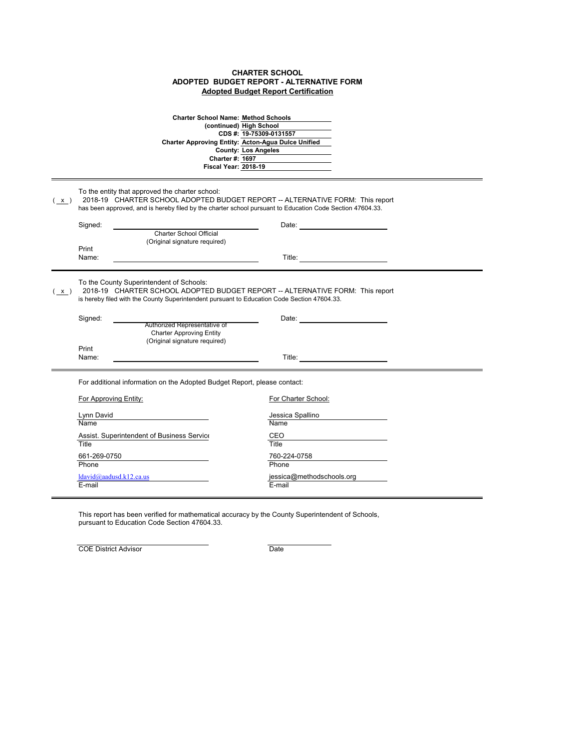# CHARTER SCHOOL
## ADOPTED BUDGET REPORT - ALTERNATIVE FORM
### Adopted Budget Report Certification

**Charter School Name:** Method Schools
**(continued)** High School
**CDS #:** 19-75309-0131557
**Charter Approving Entity:** Acton-Agua Dulce Unified
**County:** Los Angeles
**Charter #:** 1697
**Fiscal Year:** 2018-19

---

To the entity that approved the charter school:

( x ) 2018-19 CHARTER SCHOOL ADOPTED BUDGET REPORT -- ALTERNATIVE FORM: This report has been approved, and is hereby filed by the charter school pursuant to Education Code Section 47604.33.

Signed: ______________________ Date: ______________________
Charter School Official
(Original signature required)

Print Name: ______________________ Title: ______________________

---

To the County Superintendent of Schools:

( x ) 2018-19 CHARTER SCHOOL ADOPTED BUDGET REPORT -- ALTERNATIVE FORM: This report is hereby filed with the County Superintendent pursuant to Education Code Section 47604.33.

Signed: ______________________ Date: ______________________
Authorized Representative of Charter Approving Entity
(Original signature required)

Print Name: ______________________ Title: ______________________

---

For additional information on the Adopted Budget Report, please contact:

| For Approving Entity: | For Charter School: |
|---|---|
| Lynn David (Name) | Jessica Spallino (Name) |
| Assist. Superintendent of Business Service (Title) | CEO (Title) |
| 661-269-0750 (Phone) | 760-224-0758 (Phone) |
| ldavid@aadusd.k12.ca.us (E-mail) | jessica@methodschools.org (E-mail) |

---

This report has been verified for mathematical accuracy by the County Superintendent of Schools, pursuant to Education Code Section 47604.33.

______________________ ______________________
COE District Advisor Date